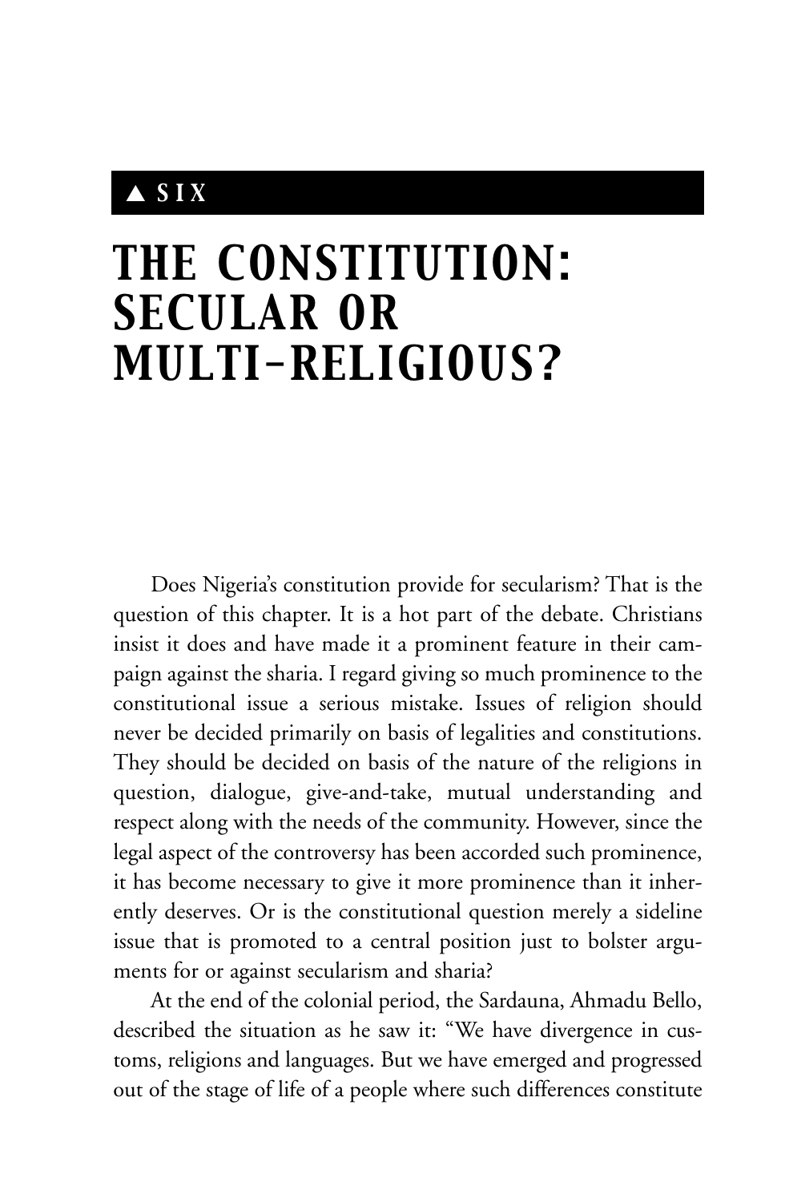## ▲ SIX

# THE CONSTITUTION: SECULAR OR MULTI-RELIGIOUS?

Does Nigeria's constitution provide for secularism? That is the question of this chapter. It is a hot part of the debate. Christians insist it does and have made it a prominent feature in their campaign against the sharia. I regard giving so much prominence to the constitutional issue a serious mistake. Issues of religion should never be decided primarily on basis of legalities and constitutions. They should be decided on basis of the nature of the religions in question, dialogue, give-and-take, mutual understanding and respect along with the needs of the community. However, since the legal aspect of the controversy has been accorded such prominence, it has become necessary to give it more prominence than it inherently deserves. Or is the constitutional question merely a sideline issue that is promoted to a central position just to bolster arguments for or against secularism and sharia?

At the end of the colonial period, the Sardauna, Ahmadu Bello, described the situation as he saw it: "We have divergence in customs, religions and languages. But we have emerged and progressed out of the stage of life of a people where such differences constitute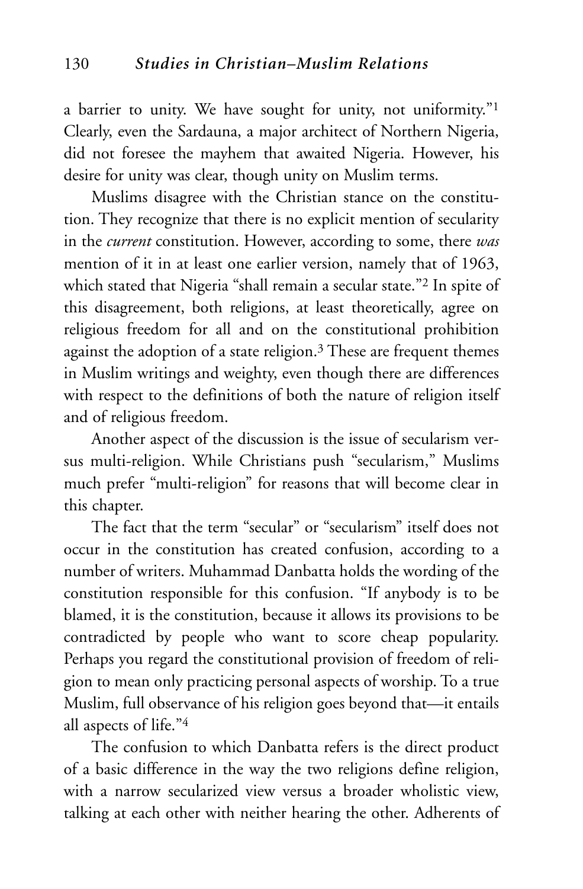a barrier to unity. We have sought for unity, not uniformity."[1] Clearly, even the Sardauna, a major architect of Northern Nigeria, did not foresee the mayhem that awaited Nigeria. However, his desire for unity was clear, though unity on Muslim terms.

Muslims disagree with the Christian stance on the constitution. They recognize that there is no explicit mention of secularity in the *current* constitution. However, according to some, there *was* mention of it in at least one earlier version, namely that of 1963, which stated that Nigeria "shall remain a secular state."[2] In spite of this disagreement, both religions, at least theoretically, agree on religious freedom for all and on the constitutional prohibition against the adoption of a state religion.[3] These are frequent themes in Muslim writings and weighty, even though there are differences with respect to the definitions of both the nature of religion itself and of religious freedom.

Another aspect of the discussion is the issue of secularism versus multi-religion. While Christians push "secularism," Muslims much prefer "multi-religion" for reasons that will become clear in this chapter.

The fact that the term "secular" or "secularism" itself does not occur in the constitution has created confusion, according to a number of writers. Muhammad Danbatta holds the wording of the constitution responsible for this confusion. "If anybody is to be blamed, it is the constitution, because it allows its provisions to be contradicted by people who want to score cheap popularity. Perhaps you regard the constitutional provision of freedom of religion to mean only practicing personal aspects of worship. To a true Muslim, full observance of his religion goes beyond that—it entails all aspects of life."[4]

The confusion to which Danbatta refers is the direct product of a basic difference in the way the two religions define religion, with a narrow secularized view versus a broader wholistic view, talking at each other with neither hearing the other. Adherents of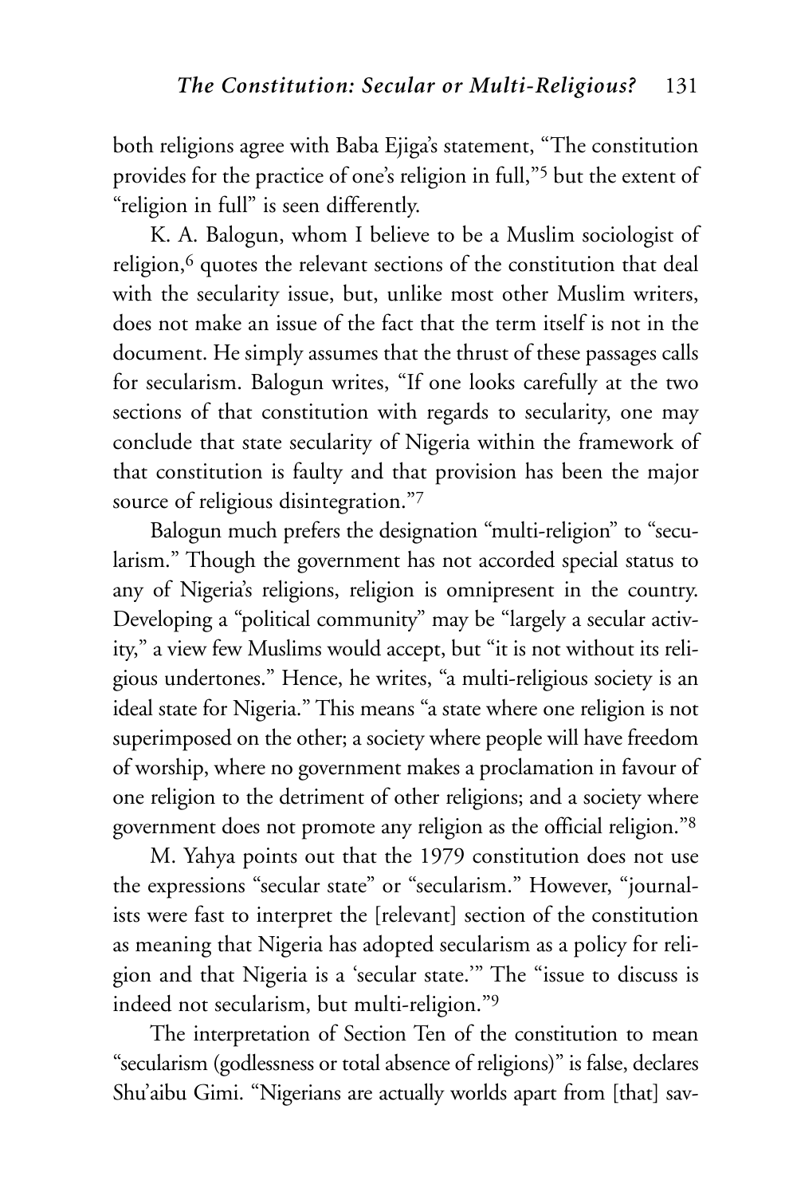both religions agree with Baba Ejiga's statement, "The constitution provides for the practice of one's religion in full,"[5] but the extent of "religion in full" is seen differently.

K. A. Balogun, whom I believe to be a Muslim sociologist of religion,[6] quotes the relevant sections of the constitution that deal with the secularity issue, but, unlike most other Muslim writers, does not make an issue of the fact that the term itself is not in the document. He simply assumes that the thrust of these passages calls for secularism. Balogun writes, "If one looks carefully at the two sections of that constitution with regards to secularity, one may conclude that state secularity of Nigeria within the framework of that constitution is faulty and that provision has been the major source of religious disintegration."[7]

Balogun much prefers the designation "multi-religion" to "secularism." Though the government has not accorded special status to any of Nigeria's religions, religion is omnipresent in the country. Developing a "political community" may be "largely a secular activity," a view few Muslims would accept, but "it is not without its religious undertones." Hence, he writes, "a multi-religious society is an ideal state for Nigeria." This means "a state where one religion is not superimposed on the other; a society where people will have freedom of worship, where no government makes a proclamation in favour of one religion to the detriment of other religions; and a society where government does not promote any religion as the official religion."[8]

M. Yahya points out that the 1979 constitution does not use the expressions "secular state" or "secularism." However, "journalists were fast to interpret the [relevant] section of the constitution as meaning that Nigeria has adopted secularism as a policy for religion and that Nigeria is a 'secular state.'" The "issue to discuss is indeed not secularism, but multi-religion."[9]

The interpretation of Section Ten of the constitution to mean "secularism (godlessness or total absence of religions)" is false, declares Shu'aibu Gimi. "Nigerians are actually worlds apart from [that] sav-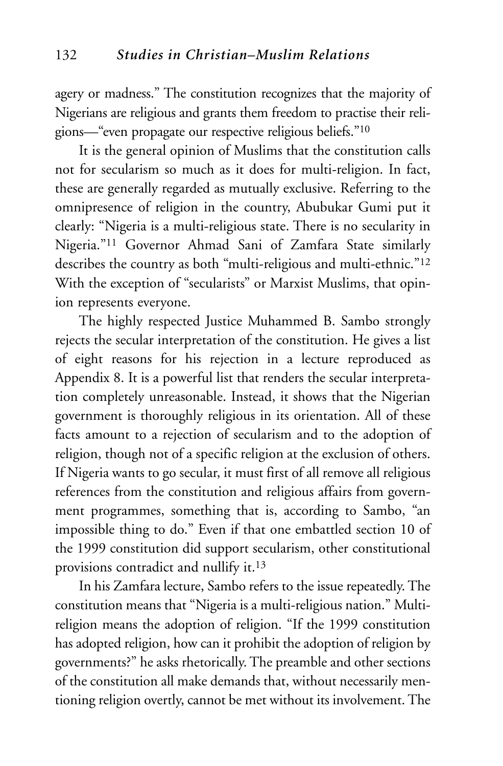agery or madness." The constitution recognizes that the majority of Nigerians are religious and grants them freedom to practise their religions—"even propagate our respective religious beliefs."[10]

It is the general opinion of Muslims that the constitution calls not for secularism so much as it does for multi-religion. In fact, these are generally regarded as mutually exclusive. Referring to the omnipresence of religion in the country, Abubukar Gumi put it clearly: "Nigeria is a multi-religious state. There is no secularity in Nigeria."[11] Governor Ahmad Sani of Zamfara State similarly describes the country as both "multi-religious and multi-ethnic."[12] With the exception of "secularists" or Marxist Muslims, that opinion represents everyone.

The highly respected Justice Muhammed B. Sambo strongly rejects the secular interpretation of the constitution. He gives a list of eight reasons for his rejection in a lecture reproduced as Appendix 8. It is a powerful list that renders the secular interpretation completely unreasonable. Instead, it shows that the Nigerian government is thoroughly religious in its orientation. All of these facts amount to a rejection of secularism and to the adoption of religion, though not of a specific religion at the exclusion of others. If Nigeria wants to go secular, it must first of all remove all religious references from the constitution and religious affairs from government programmes, something that is, according to Sambo, "an impossible thing to do." Even if that one embattled section 10 of the 1999 constitution did support secularism, other constitutional provisions contradict and nullify it.[13]

In his Zamfara lecture, Sambo refers to the issue repeatedly. The constitution means that "Nigeria is a multi-religious nation." Multi-religion means the adoption of religion. "If the 1999 constitution has adopted religion, how can it prohibit the adoption of religion by governments?" he asks rhetorically. The preamble and other sections of the constitution all make demands that, without necessarily mentioning religion overtly, cannot be met without its involvement. The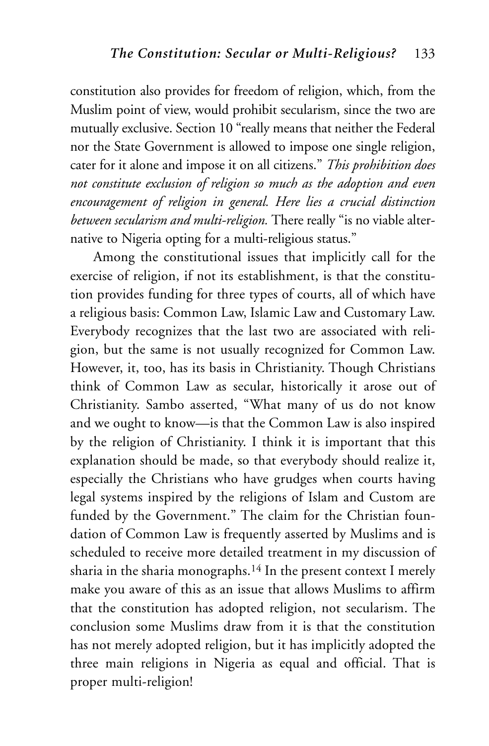constitution also provides for freedom of religion, which, from the Muslim point of view, would prohibit secularism, since the two are mutually exclusive. Section 10 "really means that neither the Federal nor the State Government is allowed to impose one single religion, cater for it alone and impose it on all citizens." *This prohibition does not constitute exclusion of religion so much as the adoption and even encouragement of religion in general. Here lies a crucial distinction between secularism and multi-religion.* There really "is no viable alternative to Nigeria opting for a multi-religious status."

Among the constitutional issues that implicitly call for the exercise of religion, if not its establishment, is that the constitution provides funding for three types of courts, all of which have a religious basis: Common Law, Islamic Law and Customary Law. Everybody recognizes that the last two are associated with religion, but the same is not usually recognized for Common Law. However, it, too, has its basis in Christianity. Though Christians think of Common Law as secular, historically it arose out of Christianity. Sambo asserted, "What many of us do not know and we ought to know—is that the Common Law is also inspired by the religion of Christianity. I think it is important that this explanation should be made, so that everybody should realize it, especially the Christians who have grudges when courts having legal systems inspired by the religions of Islam and Custom are funded by the Government." The claim for the Christian foundation of Common Law is frequently asserted by Muslims and is scheduled to receive more detailed treatment in my discussion of sharia in the sharia monographs.[14] In the present context I merely make you aware of this as an issue that allows Muslims to affirm that the constitution has adopted religion, not secularism. The conclusion some Muslims draw from it is that the constitution has not merely adopted religion, but it has implicitly adopted the three main religions in Nigeria as equal and official. That is proper multi-religion!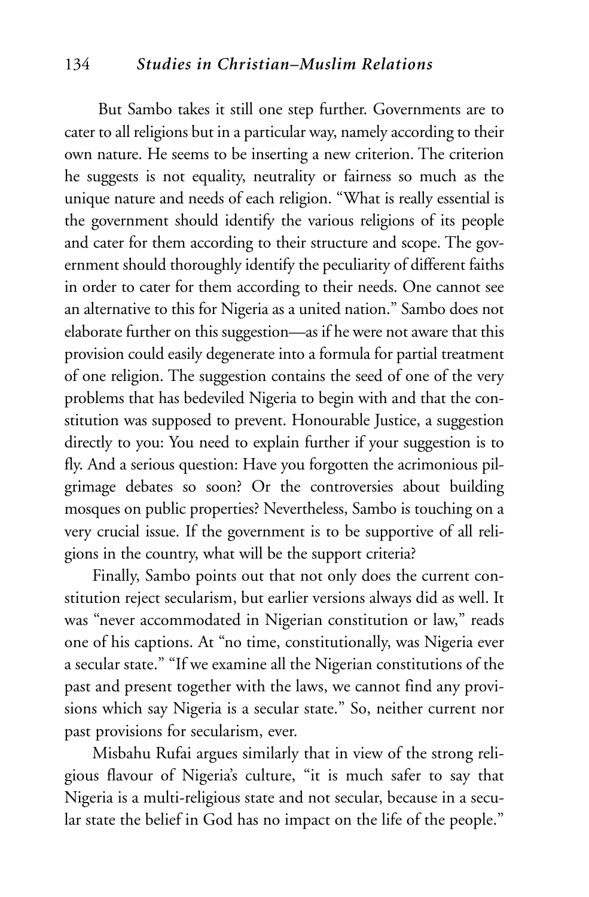But Sambo takes it still one step further. Governments are to cater to all religions but in a particular way, namely according to their own nature. He seems to be inserting a new criterion. The criterion he suggests is not equality, neutrality or fairness so much as the unique nature and needs of each religion. "What is really essential is the government should identify the various religions of its people and cater for them according to their structure and scope. The government should thoroughly identify the peculiarity of different faiths in order to cater for them according to their needs. One cannot see an alternative to this for Nigeria as a united nation." Sambo does not elaborate further on this suggestion—as if he were not aware that this provision could easily degenerate into a formula for partial treatment of one religion. The suggestion contains the seed of one of the very problems that has bedeviled Nigeria to begin with and that the constitution was supposed to prevent. Honourable Justice, a suggestion directly to you: You need to explain further if your suggestion is to fly. And a serious question: Have you forgotten the acrimonious pilgrimage debates so soon? Or the controversies about building mosques on public properties? Nevertheless, Sambo is touching on a very crucial issue. If the government is to be supportive of all religions in the country, what will be the support criteria?

Finally, Sambo points out that not only does the current constitution reject secularism, but earlier versions always did as well. It was "never accommodated in Nigerian constitution or law," reads one of his captions. At "no time, constitutionally, was Nigeria ever a secular state." "If we examine all the Nigerian constitutions of the past and present together with the laws, we cannot find any provisions which say Nigeria is a secular state." So, neither current nor past provisions for secularism, ever.

Misbahu Rufai argues similarly that in view of the strong religious flavour of Nigeria's culture, "it is much safer to say that Nigeria is a multi-religious state and not secular, because in a secular state the belief in God has no impact on the life of the people."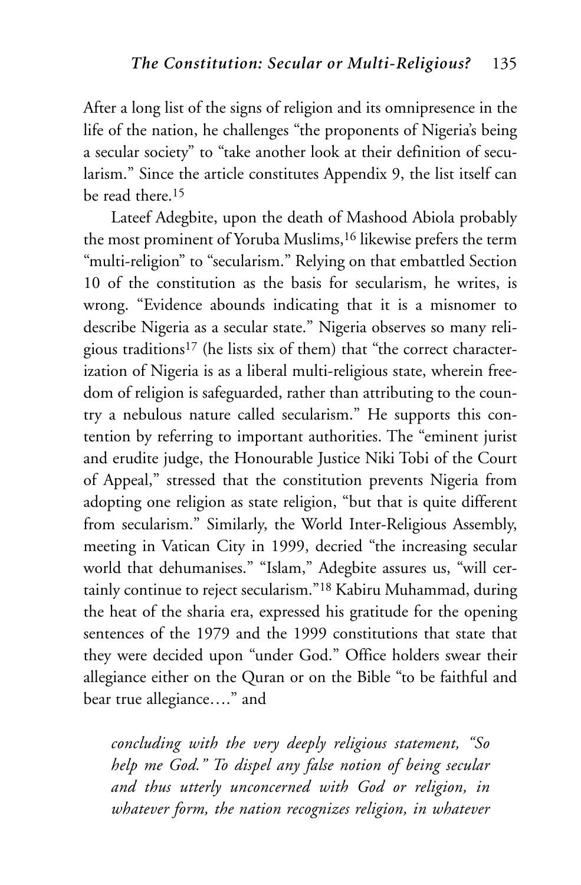After a long list of the signs of religion and its omnipresence in the life of the nation, he challenges "the proponents of Nigeria's being a secular society" to "take another look at their definition of secularism." Since the article constitutes Appendix 9, the list itself can be read there.[15]

Lateef Adegbite, upon the death of Mashood Abiola probably the most prominent of Yoruba Muslims,[16] likewise prefers the term "multi-religion" to "secularism." Relying on that embattled Section 10 of the constitution as the basis for secularism, he writes, is wrong. "Evidence abounds indicating that it is a misnomer to describe Nigeria as a secular state." Nigeria observes so many religious traditions[17] (he lists six of them) that "the correct characterization of Nigeria is as a liberal multi-religious state, wherein freedom of religion is safeguarded, rather than attributing to the country a nebulous nature called secularism." He supports this contention by referring to important authorities. The "eminent jurist and erudite judge, the Honourable Justice Niki Tobi of the Court of Appeal," stressed that the constitution prevents Nigeria from adopting one religion as state religion, "but that is quite different from secularism." Similarly, the World Inter-Religious Assembly, meeting in Vatican City in 1999, decried "the increasing secular world that dehumanises." "Islam," Adegbite assures us, "will certainly continue to reject secularism."[18] Kabiru Muhammad, during the heat of the sharia era, expressed his gratitude for the opening sentences of the 1979 and the 1999 constitutions that state that they were decided upon "under God." Office holders swear their allegiance either on the Quran or on the Bible "to be faithful and bear true allegiance…." and

> *concluding with the very deeply religious statement, "So help me God." To dispel any false notion of being secular and thus utterly unconcerned with God or religion, in whatever form, the nation recognizes religion, in whatever*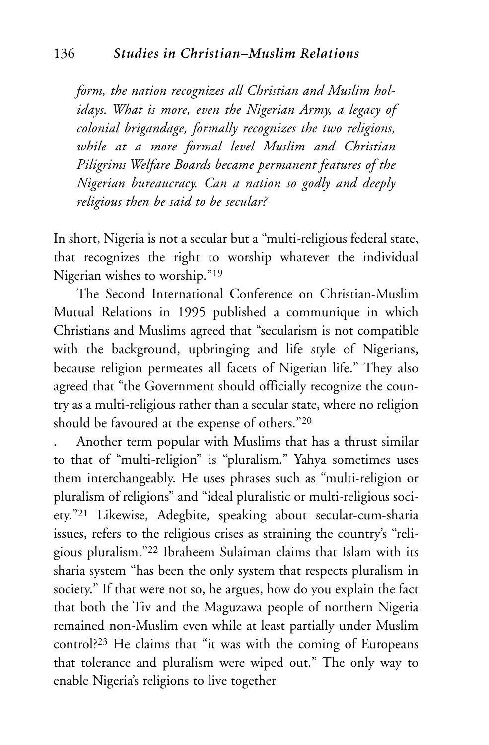*form, the nation recognizes all Christian and Muslim holidays. What is more, even the Nigerian Army, a legacy of colonial brigandage, formally recognizes the two religions, while at a more formal level Muslim and Christian Piligrims Welfare Boards became permanent features of the Nigerian bureaucracy. Can a nation so godly and deeply religious then be said to be secular?*

In short, Nigeria is not a secular but a "multi-religious federal state, that recognizes the right to worship whatever the individual Nigerian wishes to worship."[19]

The Second International Conference on Christian-Muslim Mutual Relations in 1995 published a communique in which Christians and Muslims agreed that "secularism is not compatible with the background, upbringing and life style of Nigerians, because religion permeates all facets of Nigerian life." They also agreed that "the Government should officially recognize the country as a multi-religious rather than a secular state, where no religion should be favoured at the expense of others."[20]

. Another term popular with Muslims that has a thrust similar to that of "multi-religion" is "pluralism." Yahya sometimes uses them interchangeably. He uses phrases such as "multi-religion or pluralism of religions" and "ideal pluralistic or multi-religious society."[21] Likewise, Adegbite, speaking about secular-cum-sharia issues, refers to the religious crises as straining the country's "religious pluralism."[22] Ibraheem Sulaiman claims that Islam with its sharia system "has been the only system that respects pluralism in society." If that were not so, he argues, how do you explain the fact that both the Tiv and the Maguzawa people of northern Nigeria remained non-Muslim even while at least partially under Muslim control?[23] He claims that "it was with the coming of Europeans that tolerance and pluralism were wiped out." The only way to enable Nigeria's religions to live together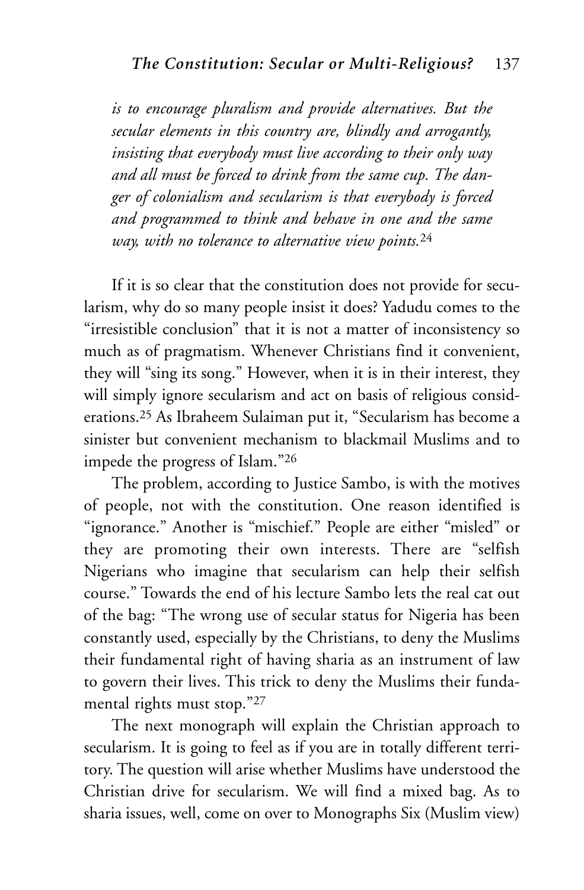*is to encourage pluralism and provide alternatives. But the secular elements in this country are, blindly and arrogantly, insisting that everybody must live according to their only way and all must be forced to drink from the same cup. The danger of colonialism and secularism is that everybody is forced and programmed to think and behave in one and the same way, with no tolerance to alternative view points.*[24]

If it is so clear that the constitution does not provide for secularism, why do so many people insist it does? Yadudu comes to the "irresistible conclusion" that it is not a matter of inconsistency so much as of pragmatism. Whenever Christians find it convenient, they will "sing its song." However, when it is in their interest, they will simply ignore secularism and act on basis of religious considerations.[25] As Ibraheem Sulaiman put it, "Secularism has become a sinister but convenient mechanism to blackmail Muslims and to impede the progress of Islam."[26]

The problem, according to Justice Sambo, is with the motives of people, not with the constitution. One reason identified is "ignorance." Another is "mischief." People are either "misled" or they are promoting their own interests. There are "selfish Nigerians who imagine that secularism can help their selfish course." Towards the end of his lecture Sambo lets the real cat out of the bag: "The wrong use of secular status for Nigeria has been constantly used, especially by the Christians, to deny the Muslims their fundamental right of having sharia as an instrument of law to govern their lives. This trick to deny the Muslims their fundamental rights must stop."[27]

The next monograph will explain the Christian approach to secularism. It is going to feel as if you are in totally different territory. The question will arise whether Muslims have understood the Christian drive for secularism. We will find a mixed bag. As to sharia issues, well, come on over to Monographs Six (Muslim view)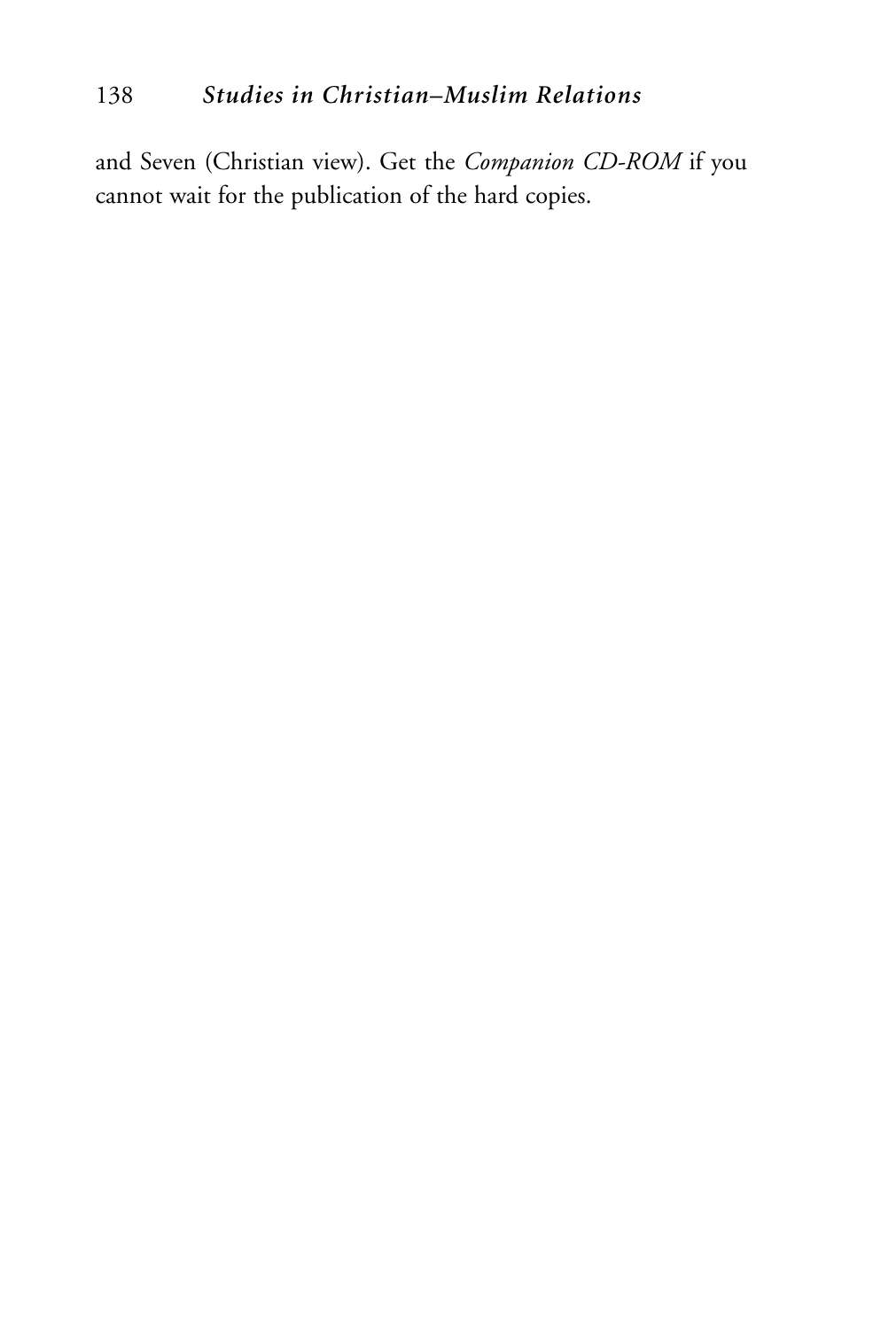and Seven (Christian view). Get the *Companion CD-ROM* if you cannot wait for the publication of the hard copies.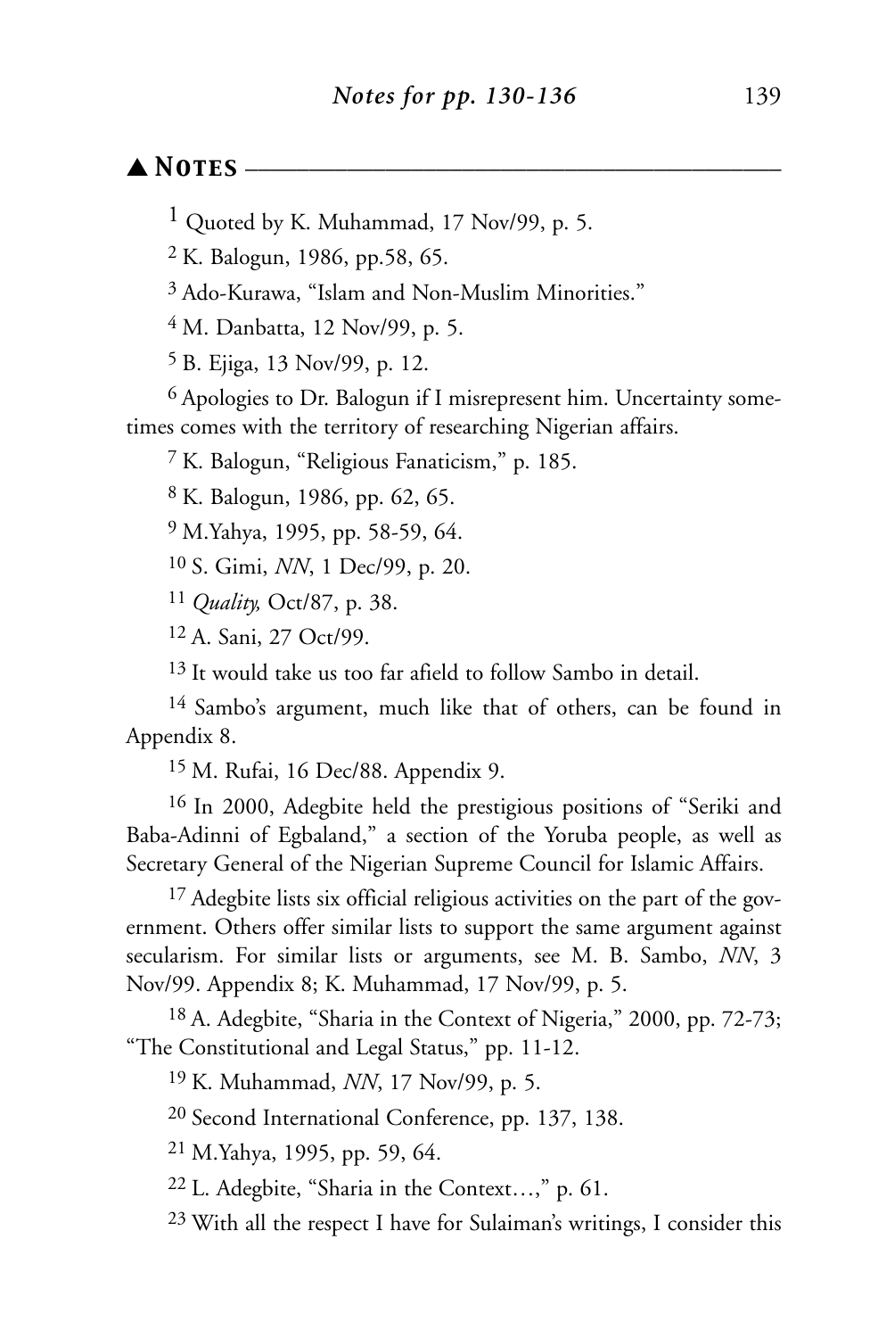## ▲ Notes

[1] Quoted by K. Muhammad, 17 Nov/99, p. 5.

[2] K. Balogun, 1986, pp.58, 65.

[3] Ado-Kurawa, "Islam and Non-Muslim Minorities."

[4] M. Danbatta, 12 Nov/99, p. 5.

[5] B. Ejiga, 13 Nov/99, p. 12.

[6] Apologies to Dr. Balogun if I misrepresent him. Uncertainty sometimes comes with the territory of researching Nigerian affairs.

[7] K. Balogun, "Religious Fanaticism," p. 185.

[8] K. Balogun, 1986, pp. 62, 65.

[9] M.Yahya, 1995, pp. 58-59, 64.

[10] S. Gimi, *NN*, 1 Dec/99, p. 20.

[11] *Quality,* Oct/87, p. 38.

[12] A. Sani, 27 Oct/99.

[13] It would take us too far afield to follow Sambo in detail.

[14] Sambo's argument, much like that of others, can be found in Appendix 8.

[15] M. Rufai, 16 Dec/88. Appendix 9.

[16] In 2000, Adegbite held the prestigious positions of "Seriki and Baba-Adinni of Egbaland," a section of the Yoruba people, as well as Secretary General of the Nigerian Supreme Council for Islamic Affairs.

[17] Adegbite lists six official religious activities on the part of the government. Others offer similar lists to support the same argument against secularism. For similar lists or arguments, see M. B. Sambo, *NN*, 3 Nov/99. Appendix 8; K. Muhammad, 17 Nov/99, p. 5.

[18] A. Adegbite, "Sharia in the Context of Nigeria," 2000, pp. 72-73; "The Constitutional and Legal Status," pp. 11-12.

[19] K. Muhammad, *NN*, 17 Nov/99, p. 5.

[20] Second International Conference, pp. 137, 138.

[21] M.Yahya, 1995, pp. 59, 64.

[22] L. Adegbite, "Sharia in the Context…," p. 61.

[23] With all the respect I have for Sulaiman's writings, I consider this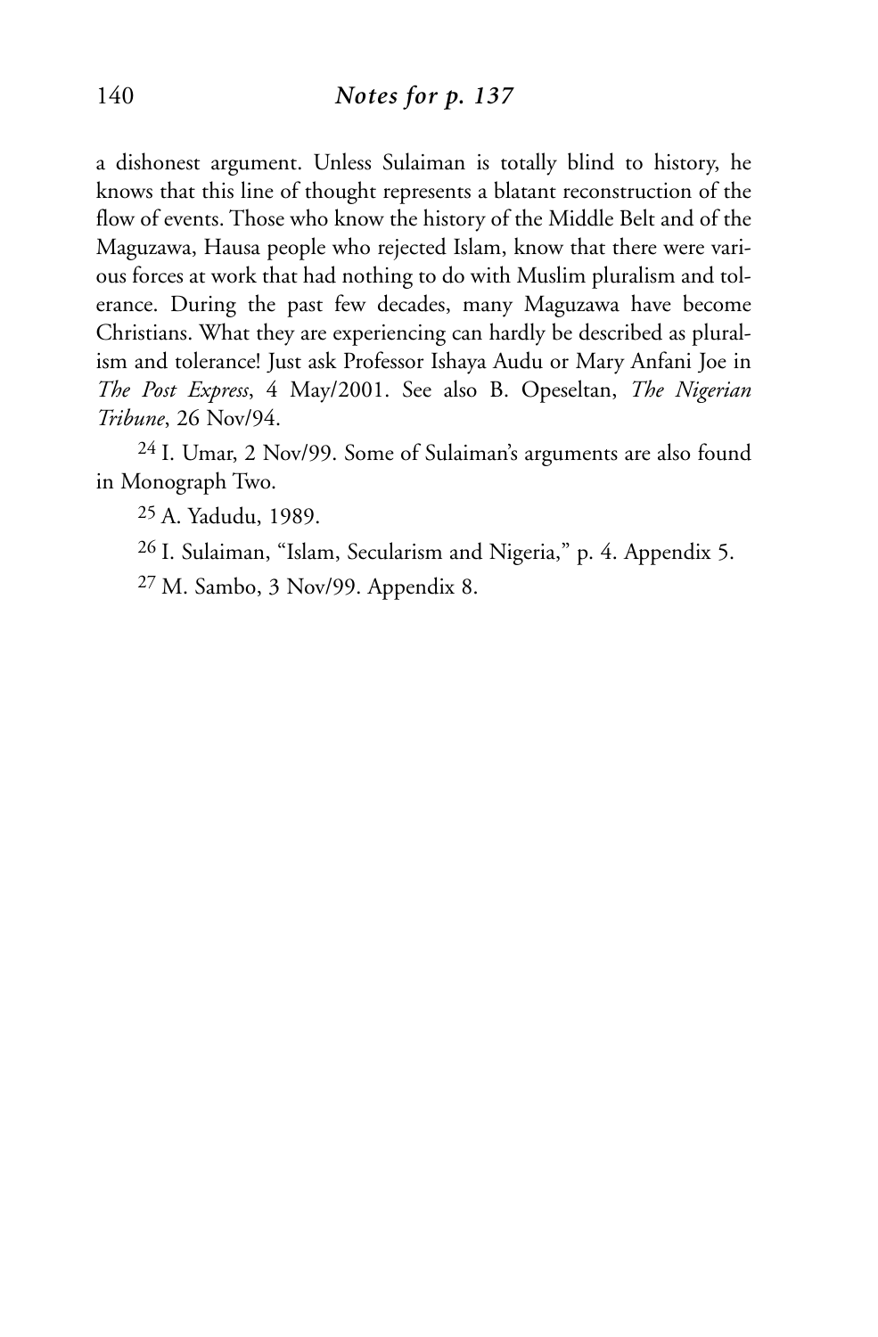a dishonest argument. Unless Sulaiman is totally blind to history, he knows that this line of thought represents a blatant reconstruction of the flow of events. Those who know the history of the Middle Belt and of the Maguzawa, Hausa people who rejected Islam, know that there were various forces at work that had nothing to do with Muslim pluralism and tolerance. During the past few decades, many Maguzawa have become Christians. What they are experiencing can hardly be described as pluralism and tolerance! Just ask Professor Ishaya Audu or Mary Anfani Joe in *The Post Express*, 4 May/2001. See also B. Opeseltan, *The Nigerian Tribune*, 26 Nov/94.

[24] I. Umar, 2 Nov/99. Some of Sulaiman's arguments are also found in Monograph Two.

[25] A. Yadudu, 1989.

[26] I. Sulaiman, "Islam, Secularism and Nigeria," p. 4. Appendix 5.

[27] M. Sambo, 3 Nov/99. Appendix 8.